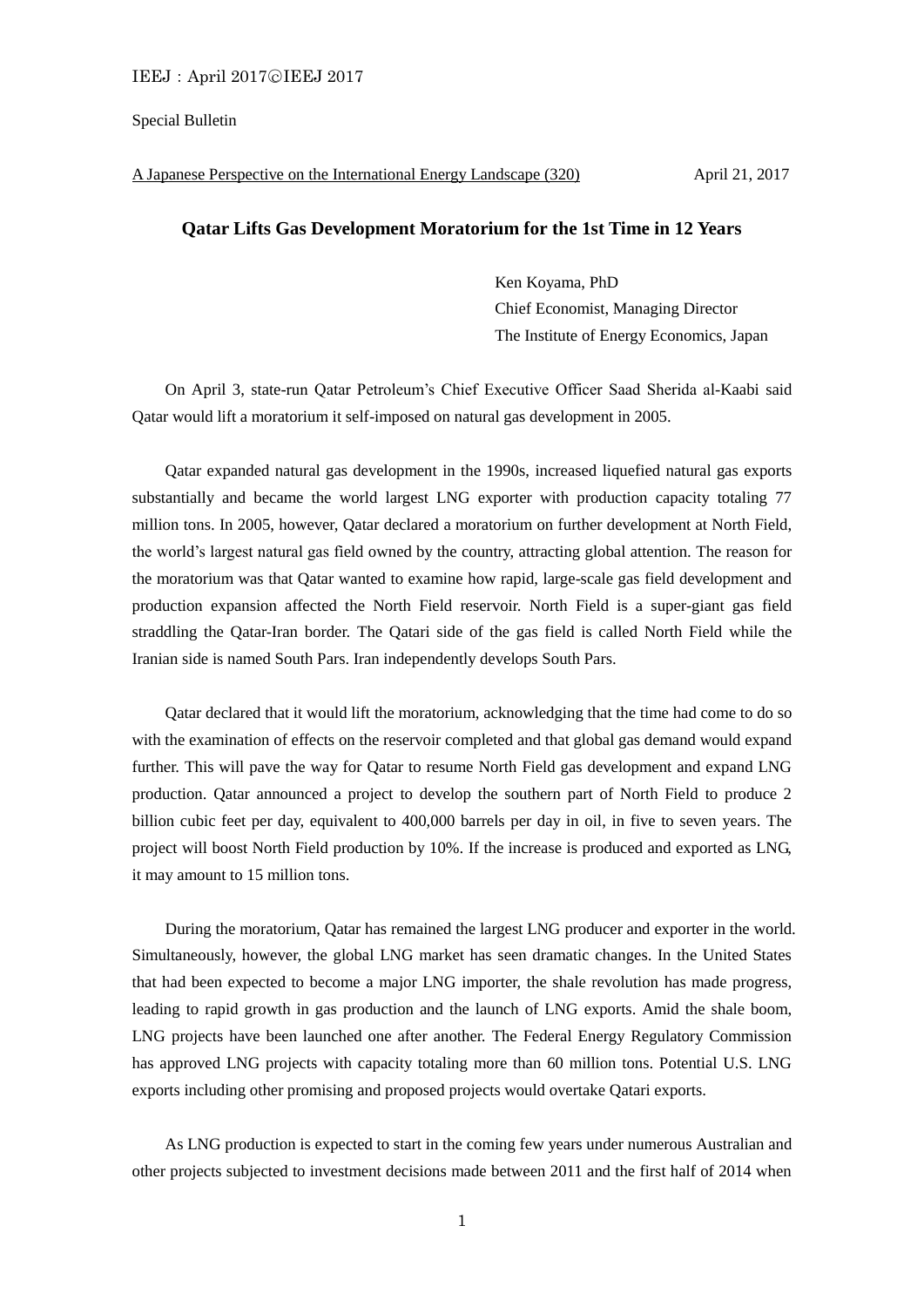IEEJ：April 2017ⓒIEEJ 2017

Special Bulletin

A Japanese Perspective on the International Energy Landscape (320) April 21, 2017

# Qatar Lifts Gas Development Moratorium for the 1st Time in 12 Years

Ken Koyama, PhD
Chief Economist, Managing Director
The Institute of Energy Economics, Japan

On April 3, state-run Qatar Petroleum's Chief Executive Officer Saad Sherida al-Kaabi said Qatar would lift a moratorium it self-imposed on natural gas development in 2005.

Qatar expanded natural gas development in the 1990s, increased liquefied natural gas exports substantially and became the world largest LNG exporter with production capacity totaling 77 million tons. In 2005, however, Qatar declared a moratorium on further development at North Field, the world's largest natural gas field owned by the country, attracting global attention. The reason for the moratorium was that Qatar wanted to examine how rapid, large-scale gas field development and production expansion affected the North Field reservoir. North Field is a super-giant gas field straddling the Qatar-Iran border. The Qatari side of the gas field is called North Field while the Iranian side is named South Pars. Iran independently develops South Pars.

Qatar declared that it would lift the moratorium, acknowledging that the time had come to do so with the examination of effects on the reservoir completed and that global gas demand would expand further. This will pave the way for Qatar to resume North Field gas development and expand LNG production. Qatar announced a project to develop the southern part of North Field to produce 2 billion cubic feet per day, equivalent to 400,000 barrels per day in oil, in five to seven years. The project will boost North Field production by 10%. If the increase is produced and exported as LNG, it may amount to 15 million tons.

During the moratorium, Qatar has remained the largest LNG producer and exporter in the world. Simultaneously, however, the global LNG market has seen dramatic changes. In the United States that had been expected to become a major LNG importer, the shale revolution has made progress, leading to rapid growth in gas production and the launch of LNG exports. Amid the shale boom, LNG projects have been launched one after another. The Federal Energy Regulatory Commission has approved LNG projects with capacity totaling more than 60 million tons. Potential U.S. LNG exports including other promising and proposed projects would overtake Qatari exports.

As LNG production is expected to start in the coming few years under numerous Australian and other projects subjected to investment decisions made between 2011 and the first half of 2014 when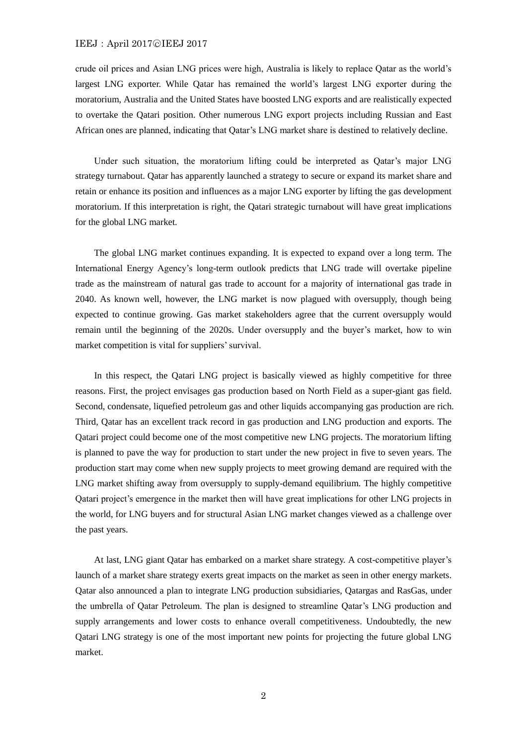crude oil prices and Asian LNG prices were high, Australia is likely to replace Qatar as the world's largest LNG exporter. While Qatar has remained the world's largest LNG exporter during the moratorium, Australia and the United States have boosted LNG exports and are realistically expected to overtake the Qatari position. Other numerous LNG export projects including Russian and East African ones are planned, indicating that Qatar's LNG market share is destined to relatively decline.

Under such situation, the moratorium lifting could be interpreted as Qatar's major LNG strategy turnabout. Qatar has apparently launched a strategy to secure or expand its market share and retain or enhance its position and influences as a major LNG exporter by lifting the gas development moratorium. If this interpretation is right, the Qatari strategic turnabout will have great implications for the global LNG market.

The global LNG market continues expanding. It is expected to expand over a long term. The International Energy Agency's long-term outlook predicts that LNG trade will overtake pipeline trade as the mainstream of natural gas trade to account for a majority of international gas trade in 2040. As known well, however, the LNG market is now plagued with oversupply, though being expected to continue growing. Gas market stakeholders agree that the current oversupply would remain until the beginning of the 2020s. Under oversupply and the buyer's market, how to win market competition is vital for suppliers' survival.

In this respect, the Qatari LNG project is basically viewed as highly competitive for three reasons. First, the project envisages gas production based on North Field as a super-giant gas field. Second, condensate, liquefied petroleum gas and other liquids accompanying gas production are rich. Third, Qatar has an excellent track record in gas production and LNG production and exports. The Qatari project could become one of the most competitive new LNG projects. The moratorium lifting is planned to pave the way for production to start under the new project in five to seven years. The production start may come when new supply projects to meet growing demand are required with the LNG market shifting away from oversupply to supply-demand equilibrium. The highly competitive Qatari project's emergence in the market then will have great implications for other LNG projects in the world, for LNG buyers and for structural Asian LNG market changes viewed as a challenge over the past years.

At last, LNG giant Qatar has embarked on a market share strategy. A cost-competitive player's launch of a market share strategy exerts great impacts on the market as seen in other energy markets. Qatar also announced a plan to integrate LNG production subsidiaries, Qatargas and RasGas, under the umbrella of Qatar Petroleum. The plan is designed to streamline Qatar's LNG production and supply arrangements and lower costs to enhance overall competitiveness. Undoubtedly, the new Qatari LNG strategy is one of the most important new points for projecting the future global LNG market.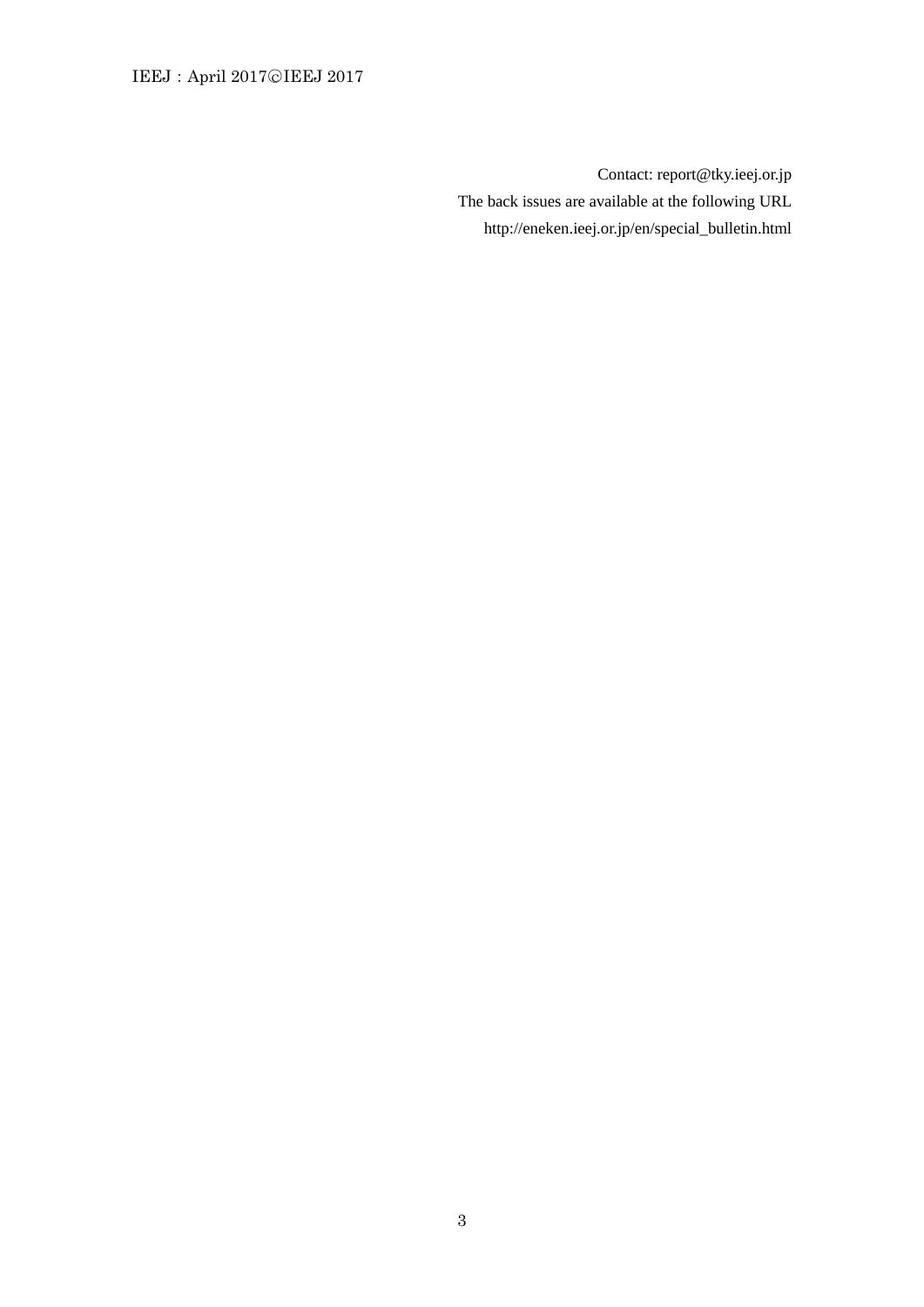Contact: report@tky.ieej.or.jp

The back issues are available at the following URL

http://eneken.ieej.or.jp/en/special_bulletin.html